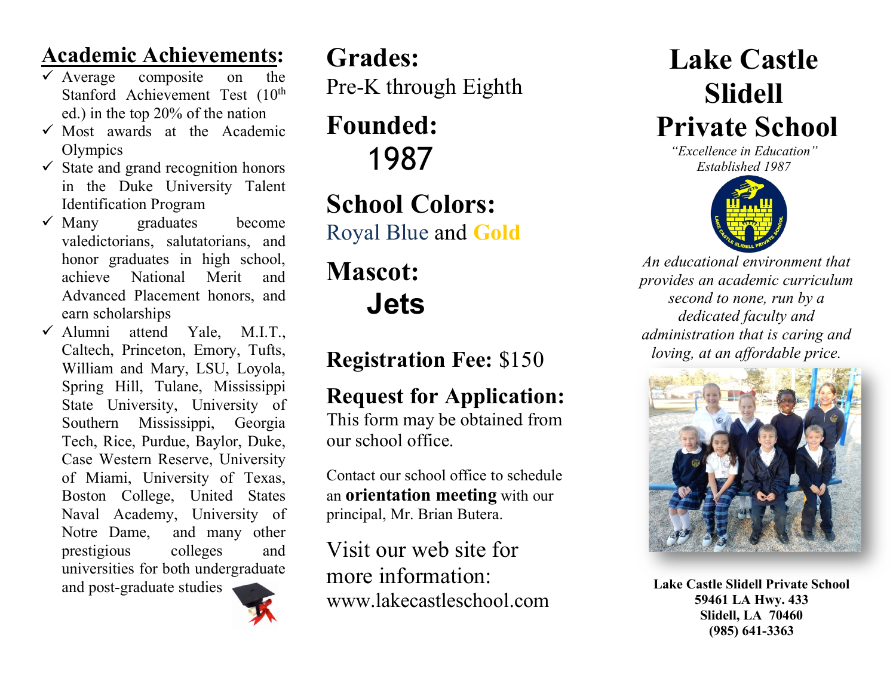## Academic Achievements:

- ✓ Average composite on the Stanford Achievement Test (10th ed.) in the top 20% of the nation
- ✓ Most awards at the Academic Olympics
- ✓ State and grand recognition honors in the Duke University Talent Identification Program
- ✓ Many graduates become valedictorians, salutatorians, and honor graduates in high school, achieve National Merit and Advanced Placement honors, and earn scholarships
- ✓ Alumni attend Yale, M.I.T., Caltech, Princeton, Emory, Tufts, William and Mary, LSU, Loyola, Spring Hill, Tulane, Mississippi State University, University of Southern Mississippi, Georgia Tech, Rice, Purdue, Baylor, Duke, Case Western Reserve, University of Miami, University of Texas, Boston College, United States Naval Academy, University of Notre Dame, and many other prestigious colleges and universities for both undergraduate and post-graduate studies

## Grades:
Pre-K through Eighth

## Founded:
1987

## School Colors:
Royal Blue and Gold

## Mascot:
**Jets**

**Registration Fee:** $150

## Request for Application:
This form may be obtained from our school office.

Contact our school office to schedule an **orientation meeting** with our principal, Mr. Brian Butera.

Visit our web site for more information: www.lakecastleschool.com

# Lake Castle Slidell Private School

*"Excellence in Education"*
*Established 1987*

*An educational environment that provides an academic curriculum second to none, run by a dedicated faculty and administration that is caring and loving, at an affordable price.*

**Lake Castle Slidell Private School**
**59461 LA Hwy. 433**
**Slidell, LA 70460**
**(985) 641-3363**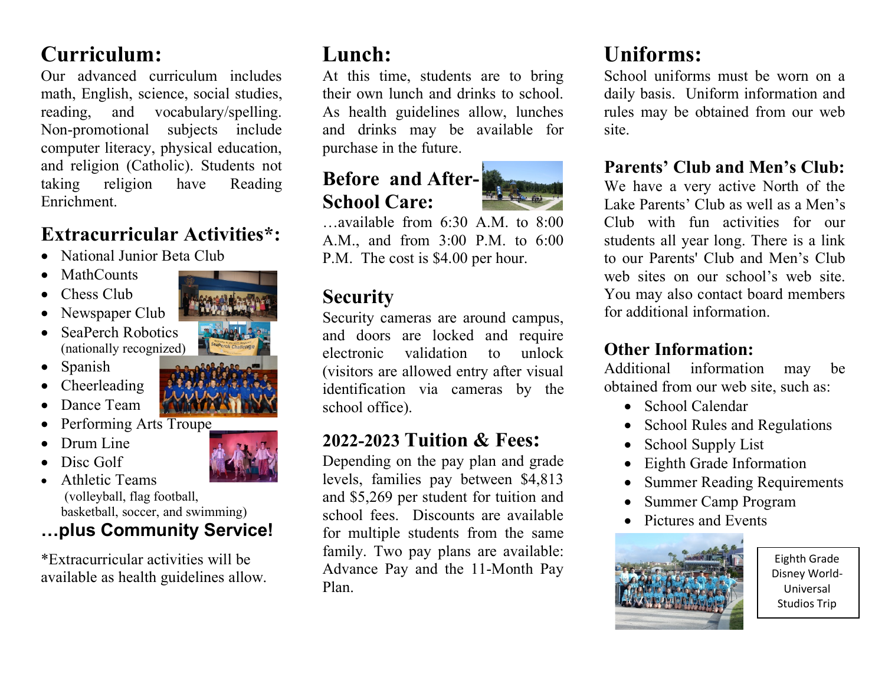## Curriculum:

Our advanced curriculum includes math, English, science, social studies, reading, and vocabulary/spelling. Non-promotional subjects include computer literacy, physical education, and religion (Catholic). Students not taking religion have Reading Enrichment.

## Extracurricular Activities*:

- National Junior Beta Club
- MathCounts
- Chess Club
- Newspaper Club
- SeaPerch Robotics (nationally recognized)
- Spanish
- Cheerleading
- Dance Team
- Performing Arts Troupe
- Drum Line
- Disc Golf
- Athletic Teams (volleyball, flag football, basketball, soccer, and swimming)

**…plus Community Service!**

*Extracurricular activities will be available as health guidelines allow.

## Lunch:

At this time, students are to bring their own lunch and drinks to school. As health guidelines allow, lunches and drinks may be available for purchase in the future.

## Before and After-School Care:

…available from 6:30 A.M. to 8:00 A.M., and from 3:00 P.M. to 6:00 P.M. The cost is $4.00 per hour.

## Security

Security cameras are around campus, and doors are locked and require electronic validation to unlock (visitors are allowed entry after visual identification via cameras by the school office).

## 2022-2023 Tuition & Fees:

Depending on the pay plan and grade levels, families pay between $4,813 and $5,269 per student for tuition and school fees. Discounts are available for multiple students from the same family. Two pay plans are available: Advance Pay and the 11-Month Pay Plan.

## Uniforms:

School uniforms must be worn on a daily basis. Uniform information and rules may be obtained from our web site.

## Parents' Club and Men's Club:

We have a very active North of the Lake Parents' Club as well as a Men's Club with fun activities for our students all year long. There is a link to our Parents' Club and Men's Club web sites on our school's web site. You may also contact board members for additional information.

## Other Information:

Additional information may be obtained from our web site, such as:

- School Calendar
- School Rules and Regulations
- School Supply List
- Eighth Grade Information
- Summer Reading Requirements
- Summer Camp Program
- Pictures and Events

Eighth Grade Disney World-Universal Studios Trip